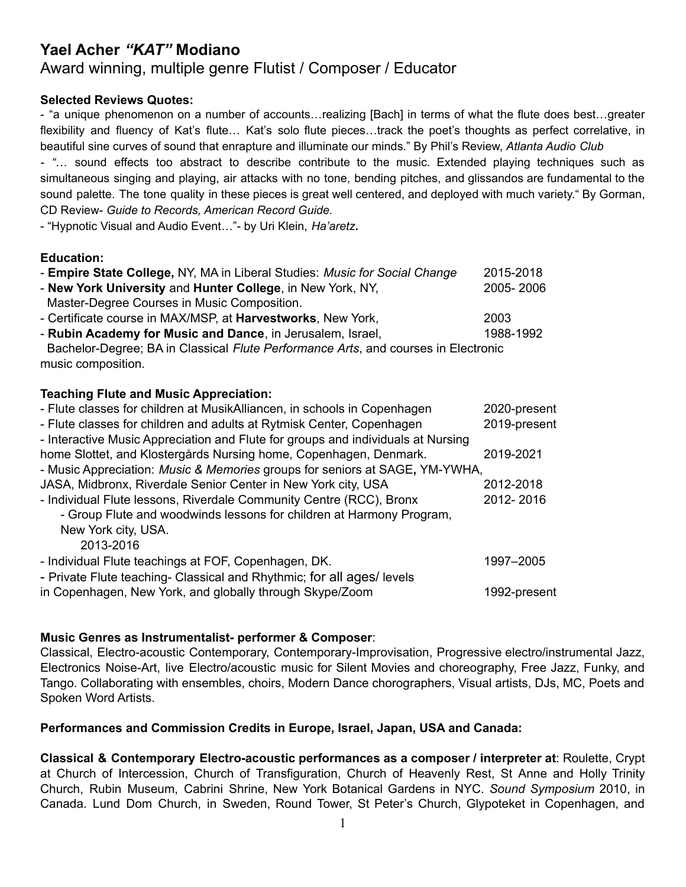# Yael Acher *"KAT"* Modiano

Award winning, multiple genre Flutist / Composer / Educator

**Selected Reviews Quotes:**

- "a unique phenomenon on a number of accounts…realizing [Bach] in terms of what the flute does best…greater flexibility and fluency of Kat's flute… Kat's solo flute pieces…track the poet's thoughts as perfect correlative, in beautiful sine curves of sound that enrapture and illuminate our minds." By Phil's Review, *Atlanta Audio Club*
- "… sound effects too abstract to describe contribute to the music. Extended playing techniques such as simultaneous singing and playing, air attacks with no tone, bending pitches, and glissandos are fundamental to the sound palette. The tone quality in these pieces is great well centered, and deployed with much variety." By Gorman, CD Review- *Guide to Records, American Record Guide.*
- "Hypnotic Visual and Audio Event…"- by Uri Klein, *Ha'aretz***.**

**Education:**

- **Empire State College,** NY, MA in Liberal Studies: *Music for Social Change* 2015-2018
- **New York University** and **Hunter College**, in New York, NY, Master-Degree Courses in Music Composition. 2005- 2006
- Certificate course in MAX/MSP, at **Harvestworks**, New York, 2003
- **Rubin Academy for Music and Dance**, in Jerusalem, Israel, 1988-1992
  Bachelor-Degree; BA in Classical *Flute Performance Arts*, and courses in Electronic music composition.

**Teaching Flute and Music Appreciation:**

- Flute classes for children at MusikAlliancen, in schools in Copenhagen 2020-present
- Flute classes for children and adults at Rytmisk Center, Copenhagen 2019-present
- Interactive Music Appreciation and Flute for groups and individuals at Nursing home Slottet, and Klostergårds Nursing home, Copenhagen, Denmark. 2019-2021
- Music Appreciation: *Music & Memories* groups for seniors at SAGE**,** YM-YWHA, JASA, Midbronx, Riverdale Senior Center in New York city, USA 2012-2018
- Individual Flute lessons, Riverdale Community Centre (RCC), Bronx 2012- 2016
  - Group Flute and woodwinds lessons for children at Harmony Program, New York city, USA. 2013-2016
- Individual Flute teachings at FOF, Copenhagen, DK. 1997–2005
- Private Flute teaching- Classical and Rhythmic; for all ages/ levels in Copenhagen, New York, and globally through Skype/Zoom 1992-present

**Music Genres as Instrumentalist- performer & Composer**:

Classical, Electro-acoustic Contemporary, Contemporary-Improvisation, Progressive electro/instrumental Jazz, Electronics Noise-Art, live Electro/acoustic music for Silent Movies and choreography, Free Jazz, Funky, and Tango. Collaborating with ensembles, choirs, Modern Dance chorographers, Visual artists, DJs, MC, Poets and Spoken Word Artists.

**Performances and Commission Credits in Europe, Israel, Japan, USA and Canada:**

**Classical & Contemporary Electro-acoustic performances as a composer / interpreter at**: Roulette, Crypt at Church of Intercession, Church of Transfiguration, Church of Heavenly Rest, St Anne and Holly Trinity Church, Rubin Museum, Cabrini Shrine, New York Botanical Gardens in NYC. *Sound Symposium* 2010, in Canada. Lund Dom Church, in Sweden, Round Tower, St Peter's Church, Glypoteket in Copenhagen, and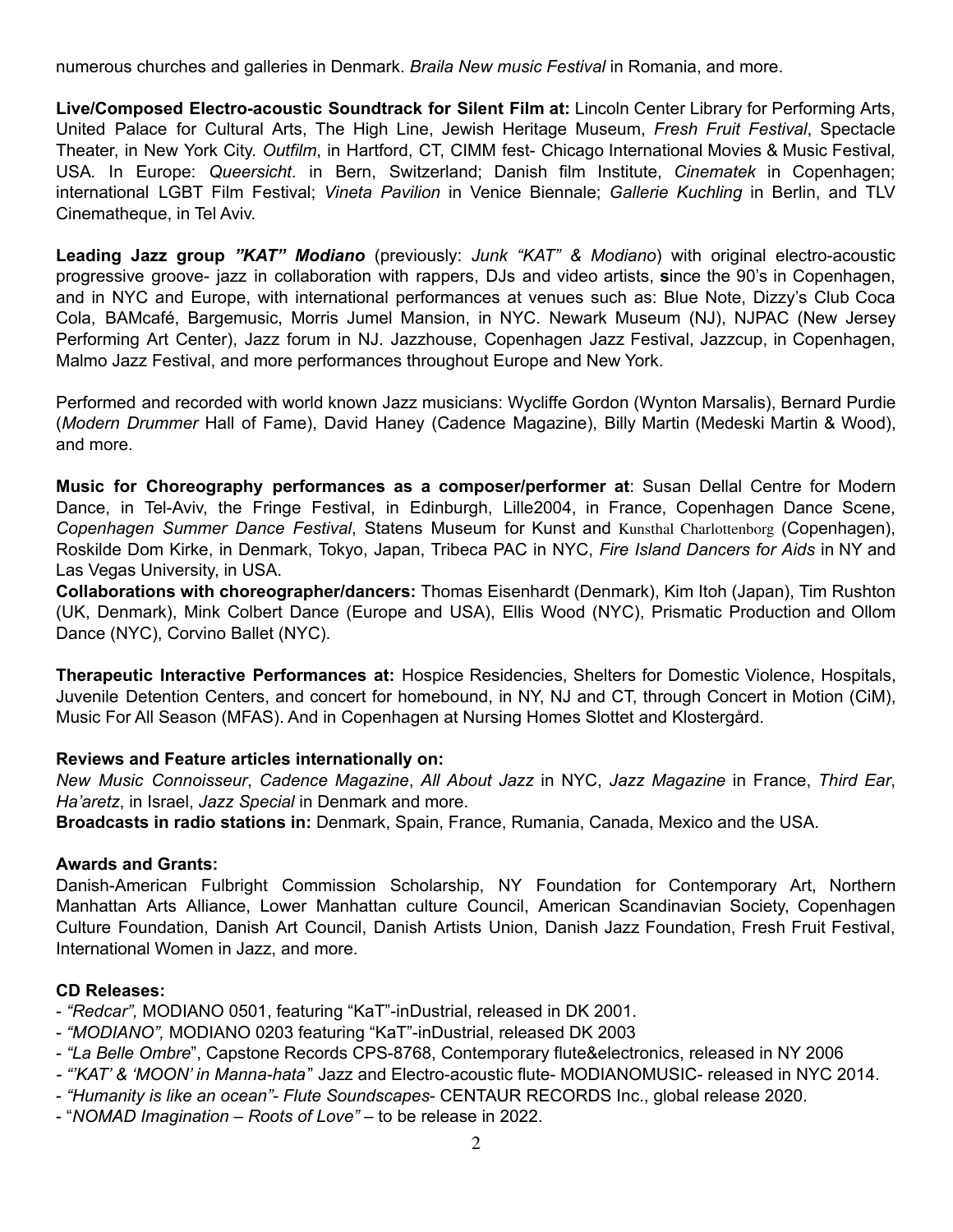numerous churches and galleries in Denmark. *Braila New music Festival* in Romania, and more.

**Live/Composed Electro-acoustic Soundtrack for Silent Film at:** Lincoln Center Library for Performing Arts, United Palace for Cultural Arts, The High Line, Jewish Heritage Museum, *Fresh Fruit Festival*, Spectacle Theater, in New York City. *Outfilm*, in Hartford, CT, CIMM fest- Chicago International Movies & Music Festival*,* USA. In Europe: *Queersicht*. in Bern, Switzerland; Danish film Institute, *Cinematek* in Copenhagen; international LGBT Film Festival; *Vineta Pavilion* in Venice Biennale; *Gallerie Kuchling* in Berlin, and TLV Cinematheque, in Tel Aviv.

**Leading Jazz group *"KAT" Modiano*** (previously: *Junk "KAT" & Modiano*) with original electro-acoustic progressive groove- jazz in collaboration with rappers, DJs and video artists, **s**ince the 90's in Copenhagen, and in NYC and Europe, with international performances at venues such as: Blue Note, Dizzy's Club Coca Cola, BAMcafé, Bargemusic, Morris Jumel Mansion, in NYC. Newark Museum (NJ), NJPAC (New Jersey Performing Art Center), Jazz forum in NJ. Jazzhouse, Copenhagen Jazz Festival, Jazzcup, in Copenhagen, Malmo Jazz Festival, and more performances throughout Europe and New York.

Performed and recorded with world known Jazz musicians: Wycliffe Gordon (Wynton Marsalis), Bernard Purdie (*Modern Drummer* Hall of Fame), David Haney (Cadence Magazine), Billy Martin (Medeski Martin & Wood), and more.

**Music for Choreography performances as a composer/performer at**: Susan Dellal Centre for Modern Dance, in Tel-Aviv, the Fringe Festival, in Edinburgh, Lille2004, in France, Copenhagen Dance Scene, *Copenhagen Summer Dance Festival*, Statens Museum for Kunst and Kunsthal Charlottenborg (Copenhagen), Roskilde Dom Kirke, in Denmark, Tokyo, Japan, Tribeca PAC in NYC, *Fire Island Dancers for Aids* in NY and Las Vegas University, in USA.
**Collaborations with choreographer/dancers:** Thomas Eisenhardt (Denmark), Kim Itoh (Japan), Tim Rushton (UK, Denmark), Mink Colbert Dance (Europe and USA), Ellis Wood (NYC), Prismatic Production and Ollom Dance (NYC), Corvino Ballet (NYC).

**Therapeutic Interactive Performances at:** Hospice Residencies, Shelters for Domestic Violence, Hospitals, Juvenile Detention Centers, and concert for homebound, in NY, NJ and CT, through Concert in Motion (CiM), Music For All Season (MFAS). And in Copenhagen at Nursing Homes Slottet and Klostergård.

**Reviews and Feature articles internationally on:**
*New Music Connoisseur*, *Cadence Magazine*, *All About Jazz* in NYC, *Jazz Magazine* in France, *Third Ear*, *Ha'aretz*, in Israel, *Jazz Special* in Denmark and more.
**Broadcasts in radio stations in:** Denmark, Spain, France, Rumania, Canada, Mexico and the USA.

**Awards and Grants:**
Danish-American Fulbright Commission Scholarship, NY Foundation for Contemporary Art, Northern Manhattan Arts Alliance, Lower Manhattan culture Council, American Scandinavian Society, Copenhagen Culture Foundation, Danish Art Council, Danish Artists Union, Danish Jazz Foundation, Fresh Fruit Festival, International Women in Jazz, and more.

**CD Releases:**
- *"Redcar",* MODIANO 0501, featuring "KaT"-inDustrial, released in DK 2001.
- *"MODIANO",* MODIANO 0203 featuring "KaT"-inDustrial, released DK 2003
- *"La Belle Ombre*", Capstone Records CPS-8768, Contemporary flute&electronics, released in NY 2006
- *"'KAT' & 'MOON' in Manna-hata"* Jazz and Electro-acoustic flute- MODIANOMUSIC- released in NYC 2014.
- *"Humanity is like an ocean"- Flute Soundscapes*- CENTAUR RECORDS Inc., global release 2020.
- "*NOMAD Imagination – Roots of Love"* – to be release in 2022.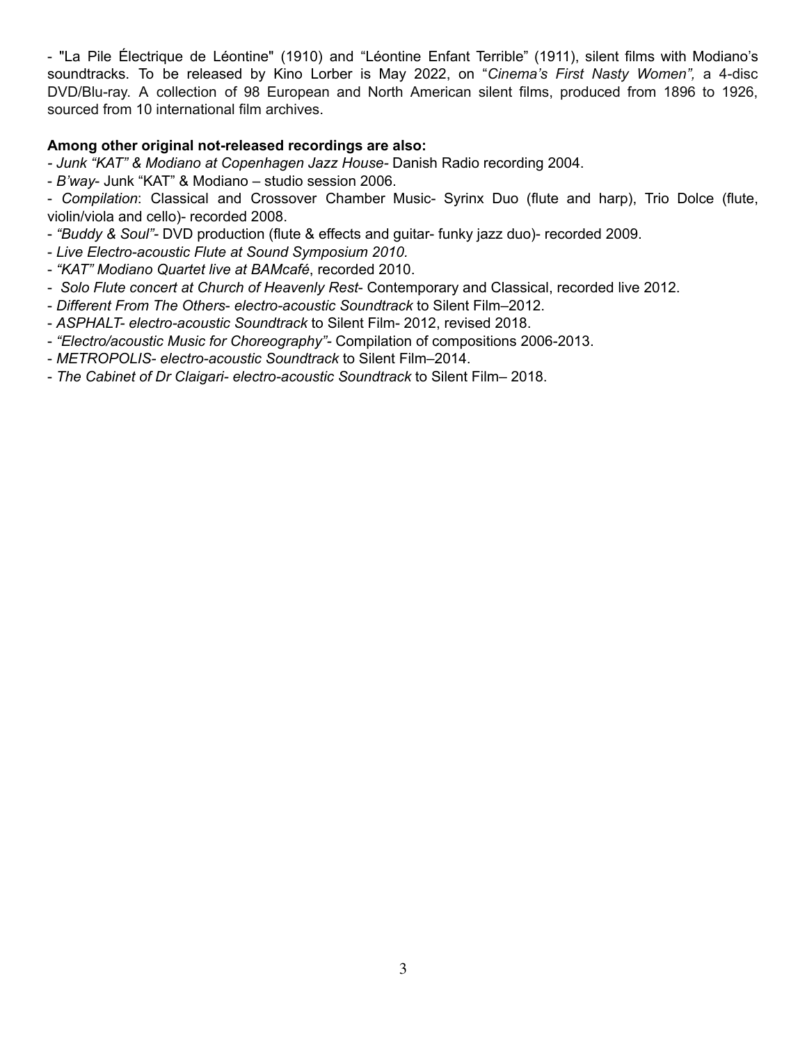- "La Pile Électrique de Léontine" (1910) and "Léontine Enfant Terrible" (1911), silent films with Modiano's soundtracks. To be released by Kino Lorber is May 2022, on "*Cinema's First Nasty Women",* a 4-disc DVD/Blu-ray. A collection of 98 European and North American silent films, produced from 1896 to 1926, sourced from 10 international film archives.

**Among other original not-released recordings are also:**

- *Junk "KAT" & Modiano at Copenhagen Jazz House*- Danish Radio recording 2004.
- *B'way*- Junk "KAT" & Modiano – studio session 2006.
- *Compilation*: Classical and Crossover Chamber Music- Syrinx Duo (flute and harp), Trio Dolce (flute, violin/viola and cello)- recorded 2008.
- *"Buddy & Soul"*- DVD production (flute & effects and guitar- funky jazz duo)- recorded 2009.
- *Live Electro-acoustic Flute at Sound Symposium 2010.*
- *"KAT" Modiano Quartet live at BAMcafé*, recorded 2010.
- *Solo Flute concert at Church of Heavenly Rest*- Contemporary and Classical, recorded live 2012.
- *Different From The Others- electro-acoustic Soundtrack* to Silent Film–2012.
- *ASPHALT- electro-acoustic Soundtrack* to Silent Film- 2012, revised 2018.
- *"Electro/acoustic Music for Choreography"*- Compilation of compositions 2006-2013.
- *METROPOLIS- electro-acoustic Soundtrack* to Silent Film–2014.
- *The Cabinet of Dr Claigari- electro-acoustic Soundtrack* to Silent Film– 2018.